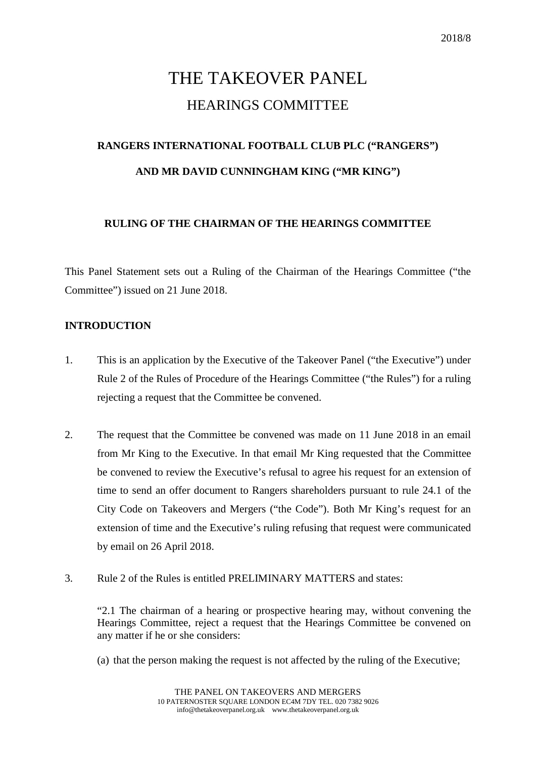2018/8

# THE TAKEOVER PANEL

## HEARINGS COMMITTEE

**RANGERS INTERNATIONAL FOOTBALL CLUB PLC ("RANGERS")**

**AND MR DAVID CUNNINGHAM KING ("MR KING")**

**RULING OF THE CHAIRMAN OF THE HEARINGS COMMITTEE**

This Panel Statement sets out a Ruling of the Chairman of the Hearings Committee ("the Committee") issued on 21 June 2018.

**INTRODUCTION**

1. This is an application by the Executive of the Takeover Panel ("the Executive") under Rule 2 of the Rules of Procedure of the Hearings Committee ("the Rules") for a ruling rejecting a request that the Committee be convened.

2. The request that the Committee be convened was made on 11 June 2018 in an email from Mr King to the Executive. In that email Mr King requested that the Committee be convened to review the Executive's refusal to agree his request for an extension of time to send an offer document to Rangers shareholders pursuant to rule 24.1 of the City Code on Takeovers and Mergers ("the Code"). Both Mr King's request for an extension of time and the Executive's ruling refusing that request were communicated by email on 26 April 2018.

3. Rule 2 of the Rules is entitled PRELIMINARY MATTERS and states:

   "2.1 The chairman of a hearing or prospective hearing may, without convening the Hearings Committee, reject a request that the Hearings Committee be convened on any matter if he or she considers:

   (a) that the person making the request is not affected by the ruling of the Executive;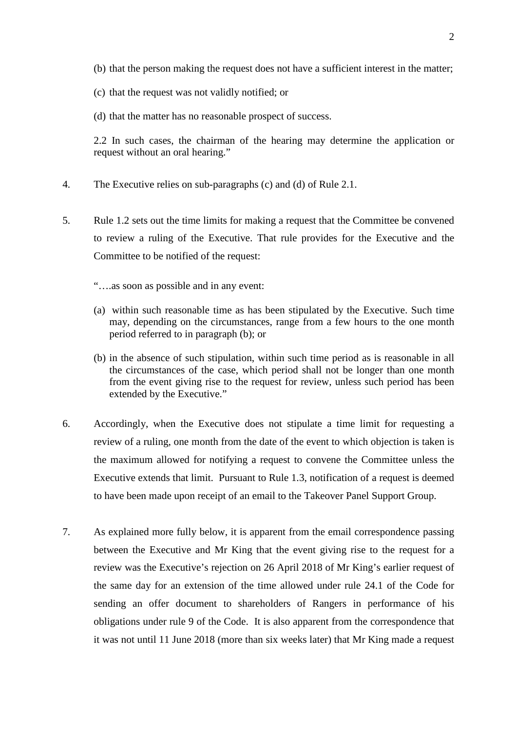(b) that the person making the request does not have a sufficient interest in the matter;

(c) that the request was not validly notified; or

(d) that the matter has no reasonable prospect of success.

2.2 In such cases, the chairman of the hearing may determine the application or request without an oral hearing."

4. The Executive relies on sub-paragraphs (c) and (d) of Rule 2.1.

5. Rule 1.2 sets out the time limits for making a request that the Committee be convened to review a ruling of the Executive. That rule provides for the Executive and the Committee to be notified of the request:

"….as soon as possible and in any event:

(a) within such reasonable time as has been stipulated by the Executive. Such time may, depending on the circumstances, range from a few hours to the one month period referred to in paragraph (b); or

(b) in the absence of such stipulation, within such time period as is reasonable in all the circumstances of the case, which period shall not be longer than one month from the event giving rise to the request for review, unless such period has been extended by the Executive."

6. Accordingly, when the Executive does not stipulate a time limit for requesting a review of a ruling, one month from the date of the event to which objection is taken is the maximum allowed for notifying a request to convene the Committee unless the Executive extends that limit. Pursuant to Rule 1.3, notification of a request is deemed to have been made upon receipt of an email to the Takeover Panel Support Group.

7. As explained more fully below, it is apparent from the email correspondence passing between the Executive and Mr King that the event giving rise to the request for a review was the Executive's rejection on 26 April 2018 of Mr King's earlier request of the same day for an extension of the time allowed under rule 24.1 of the Code for sending an offer document to shareholders of Rangers in performance of his obligations under rule 9 of the Code. It is also apparent from the correspondence that it was not until 11 June 2018 (more than six weeks later) that Mr King made a request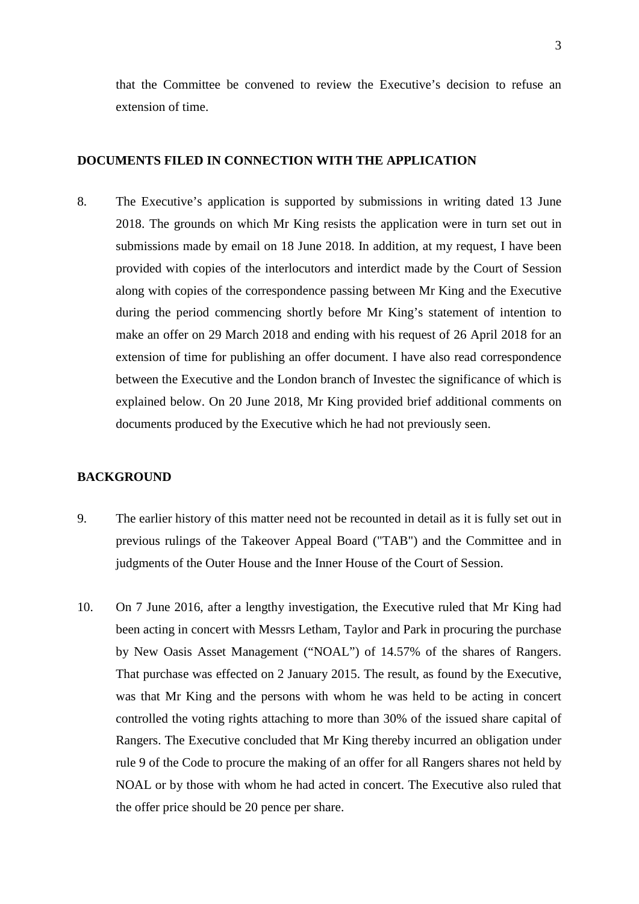that the Committee be convened to review the Executive's decision to refuse an extension of time.

## DOCUMENTS FILED IN CONNECTION WITH THE APPLICATION

8. The Executive's application is supported by submissions in writing dated 13 June 2018. The grounds on which Mr King resists the application were in turn set out in submissions made by email on 18 June 2018. In addition, at my request, I have been provided with copies of the interlocutors and interdict made by the Court of Session along with copies of the correspondence passing between Mr King and the Executive during the period commencing shortly before Mr King's statement of intention to make an offer on 29 March 2018 and ending with his request of 26 April 2018 for an extension of time for publishing an offer document. I have also read correspondence between the Executive and the London branch of Investec the significance of which is explained below. On 20 June 2018, Mr King provided brief additional comments on documents produced by the Executive which he had not previously seen.

## BACKGROUND

9. The earlier history of this matter need not be recounted in detail as it is fully set out in previous rulings of the Takeover Appeal Board ("TAB") and the Committee and in judgments of the Outer House and the Inner House of the Court of Session.

10. On 7 June 2016, after a lengthy investigation, the Executive ruled that Mr King had been acting in concert with Messrs Letham, Taylor and Park in procuring the purchase by New Oasis Asset Management ("NOAL") of 14.57% of the shares of Rangers. That purchase was effected on 2 January 2015. The result, as found by the Executive, was that Mr King and the persons with whom he was held to be acting in concert controlled the voting rights attaching to more than 30% of the issued share capital of Rangers. The Executive concluded that Mr King thereby incurred an obligation under rule 9 of the Code to procure the making of an offer for all Rangers shares not held by NOAL or by those with whom he had acted in concert. The Executive also ruled that the offer price should be 20 pence per share.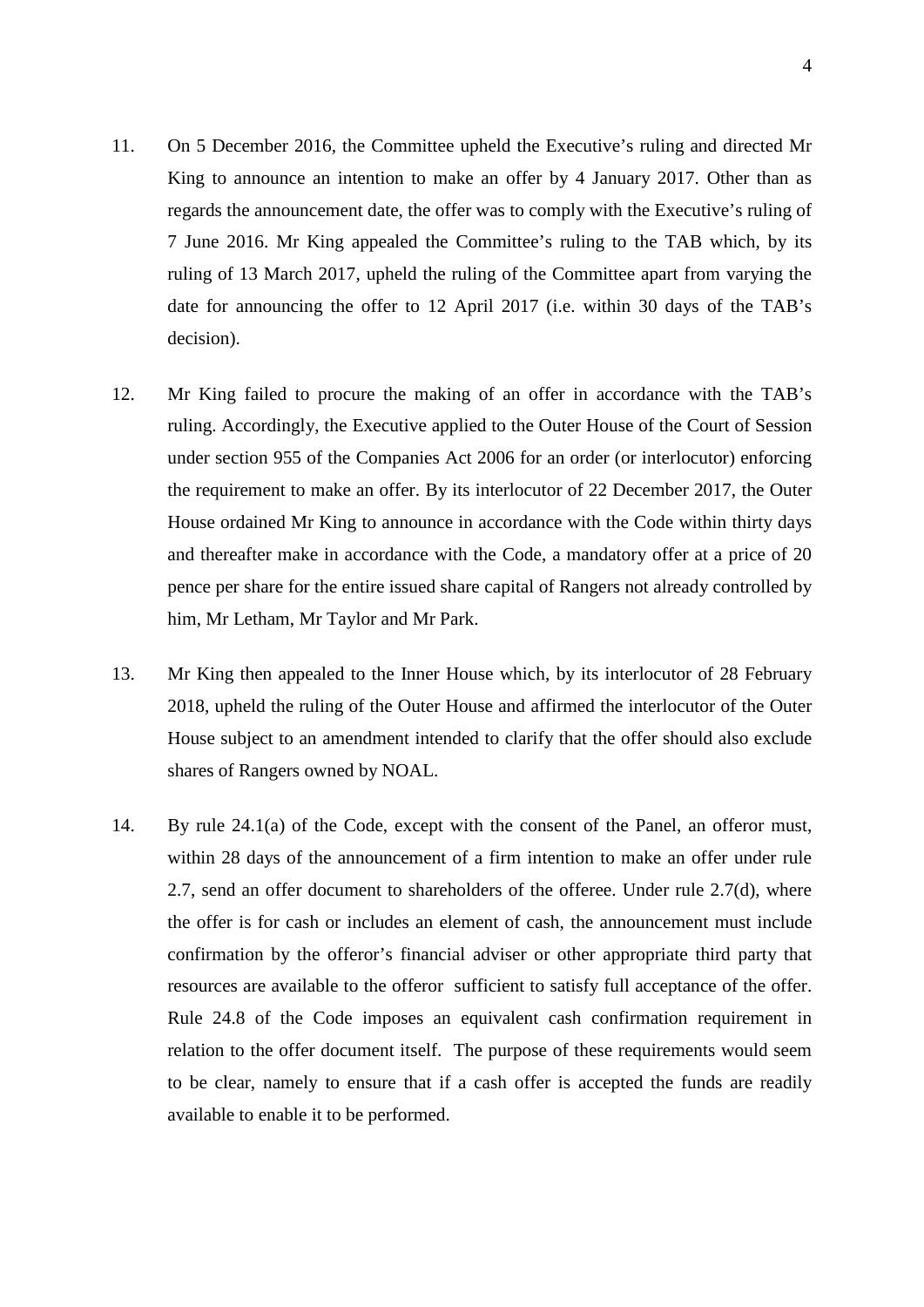11. On 5 December 2016, the Committee upheld the Executive's ruling and directed Mr King to announce an intention to make an offer by 4 January 2017. Other than as regards the announcement date, the offer was to comply with the Executive's ruling of 7 June 2016. Mr King appealed the Committee's ruling to the TAB which, by its ruling of 13 March 2017, upheld the ruling of the Committee apart from varying the date for announcing the offer to 12 April 2017 (i.e. within 30 days of the TAB's decision).

12. Mr King failed to procure the making of an offer in accordance with the TAB's ruling. Accordingly, the Executive applied to the Outer House of the Court of Session under section 955 of the Companies Act 2006 for an order (or interlocutor) enforcing the requirement to make an offer. By its interlocutor of 22 December 2017, the Outer House ordained Mr King to announce in accordance with the Code within thirty days and thereafter make in accordance with the Code, a mandatory offer at a price of 20 pence per share for the entire issued share capital of Rangers not already controlled by him, Mr Letham, Mr Taylor and Mr Park.

13. Mr King then appealed to the Inner House which, by its interlocutor of 28 February 2018, upheld the ruling of the Outer House and affirmed the interlocutor of the Outer House subject to an amendment intended to clarify that the offer should also exclude shares of Rangers owned by NOAL.

14. By rule 24.1(a) of the Code, except with the consent of the Panel, an offeror must, within 28 days of the announcement of a firm intention to make an offer under rule 2.7, send an offer document to shareholders of the offeree. Under rule 2.7(d), where the offer is for cash or includes an element of cash, the announcement must include confirmation by the offeror's financial adviser or other appropriate third party that resources are available to the offeror sufficient to satisfy full acceptance of the offer. Rule 24.8 of the Code imposes an equivalent cash confirmation requirement in relation to the offer document itself. The purpose of these requirements would seem to be clear, namely to ensure that if a cash offer is accepted the funds are readily available to enable it to be performed.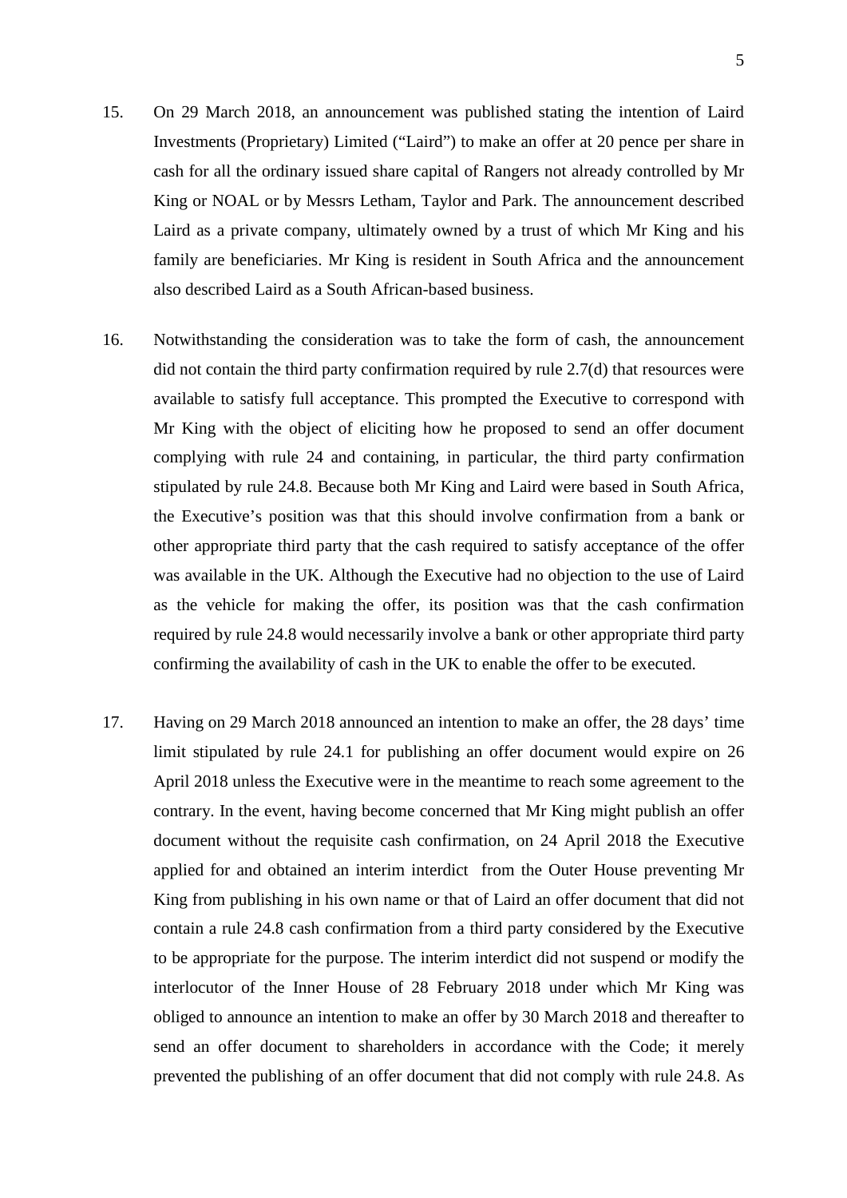15. On 29 March 2018, an announcement was published stating the intention of Laird Investments (Proprietary) Limited ("Laird") to make an offer at 20 pence per share in cash for all the ordinary issued share capital of Rangers not already controlled by Mr King or NOAL or by Messrs Letham, Taylor and Park. The announcement described Laird as a private company, ultimately owned by a trust of which Mr King and his family are beneficiaries. Mr King is resident in South Africa and the announcement also described Laird as a South African-based business.

16. Notwithstanding the consideration was to take the form of cash, the announcement did not contain the third party confirmation required by rule 2.7(d) that resources were available to satisfy full acceptance. This prompted the Executive to correspond with Mr King with the object of eliciting how he proposed to send an offer document complying with rule 24 and containing, in particular, the third party confirmation stipulated by rule 24.8. Because both Mr King and Laird were based in South Africa, the Executive's position was that this should involve confirmation from a bank or other appropriate third party that the cash required to satisfy acceptance of the offer was available in the UK. Although the Executive had no objection to the use of Laird as the vehicle for making the offer, its position was that the cash confirmation required by rule 24.8 would necessarily involve a bank or other appropriate third party confirming the availability of cash in the UK to enable the offer to be executed.

17. Having on 29 March 2018 announced an intention to make an offer, the 28 days' time limit stipulated by rule 24.1 for publishing an offer document would expire on 26 April 2018 unless the Executive were in the meantime to reach some agreement to the contrary. In the event, having become concerned that Mr King might publish an offer document without the requisite cash confirmation, on 24 April 2018 the Executive applied for and obtained an interim interdict from the Outer House preventing Mr King from publishing in his own name or that of Laird an offer document that did not contain a rule 24.8 cash confirmation from a third party considered by the Executive to be appropriate for the purpose. The interim interdict did not suspend or modify the interlocutor of the Inner House of 28 February 2018 under which Mr King was obliged to announce an intention to make an offer by 30 March 2018 and thereafter to send an offer document to shareholders in accordance with the Code; it merely prevented the publishing of an offer document that did not comply with rule 24.8. As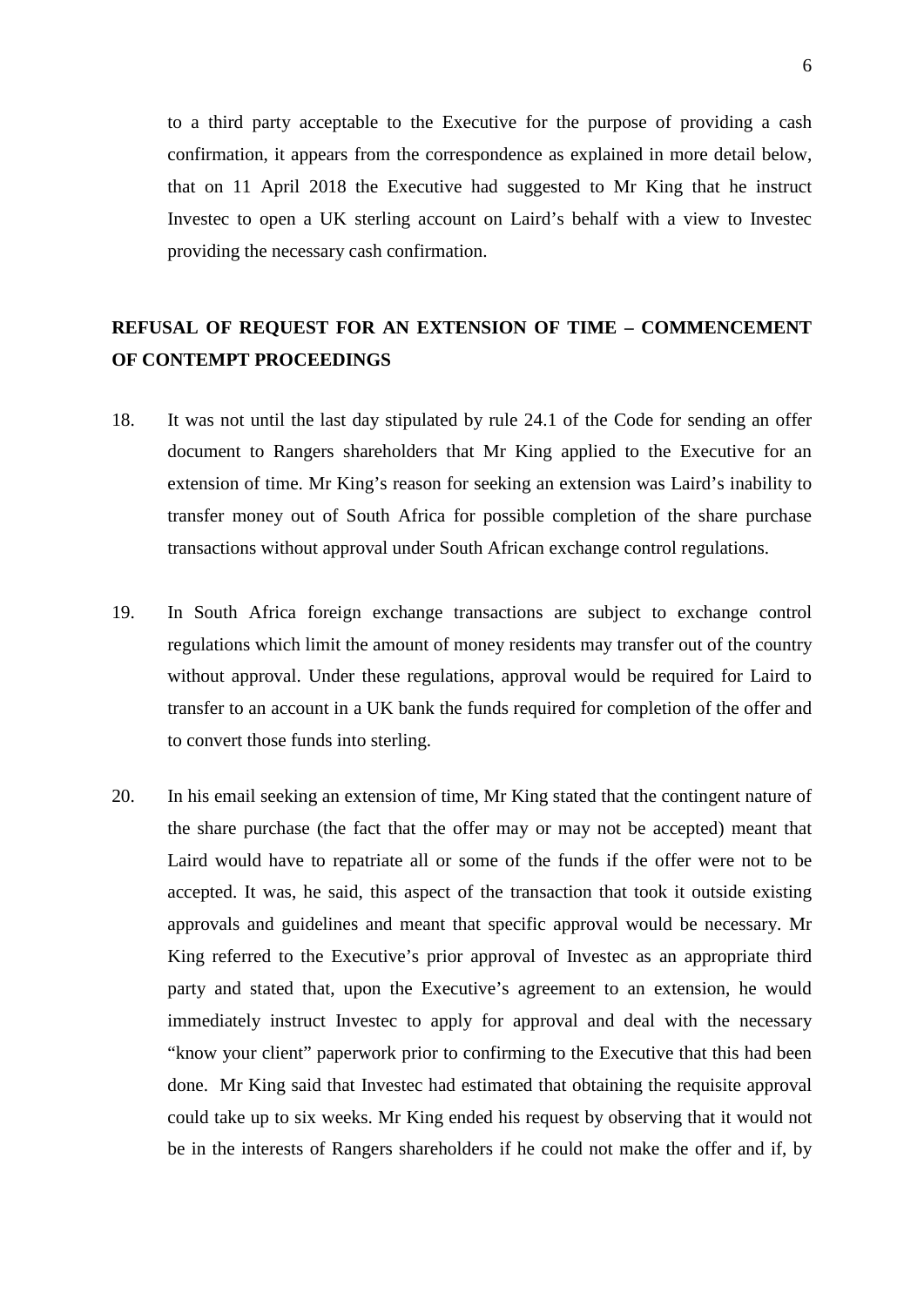to a third party acceptable to the Executive for the purpose of providing a cash confirmation, it appears from the correspondence as explained in more detail below, that on 11 April 2018 the Executive had suggested to Mr King that he instruct Investec to open a UK sterling account on Laird's behalf with a view to Investec providing the necessary cash confirmation.

## REFUSAL OF REQUEST FOR AN EXTENSION OF TIME – COMMENCEMENT OF CONTEMPT PROCEEDINGS

18. It was not until the last day stipulated by rule 24.1 of the Code for sending an offer document to Rangers shareholders that Mr King applied to the Executive for an extension of time. Mr King's reason for seeking an extension was Laird's inability to transfer money out of South Africa for possible completion of the share purchase transactions without approval under South African exchange control regulations.

19. In South Africa foreign exchange transactions are subject to exchange control regulations which limit the amount of money residents may transfer out of the country without approval. Under these regulations, approval would be required for Laird to transfer to an account in a UK bank the funds required for completion of the offer and to convert those funds into sterling.

20. In his email seeking an extension of time, Mr King stated that the contingent nature of the share purchase (the fact that the offer may or may not be accepted) meant that Laird would have to repatriate all or some of the funds if the offer were not to be accepted. It was, he said, this aspect of the transaction that took it outside existing approvals and guidelines and meant that specific approval would be necessary. Mr King referred to the Executive's prior approval of Investec as an appropriate third party and stated that, upon the Executive's agreement to an extension, he would immediately instruct Investec to apply for approval and deal with the necessary "know your client" paperwork prior to confirming to the Executive that this had been done. Mr King said that Investec had estimated that obtaining the requisite approval could take up to six weeks. Mr King ended his request by observing that it would not be in the interests of Rangers shareholders if he could not make the offer and if, by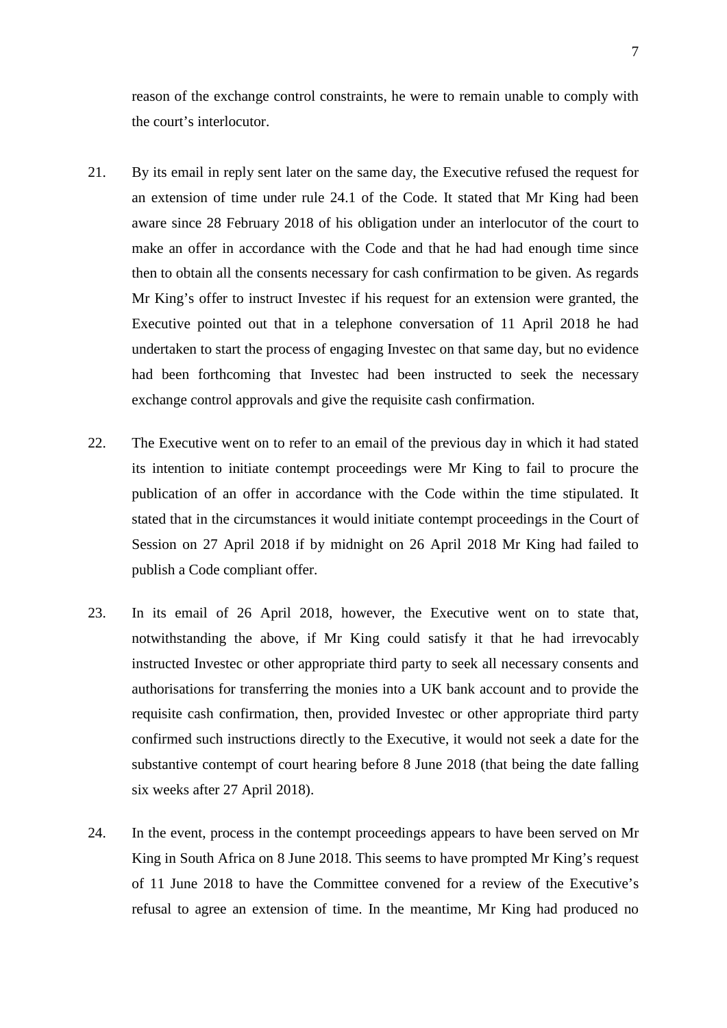reason of the exchange control constraints, he were to remain unable to comply with the court's interlocutor.

21. By its email in reply sent later on the same day, the Executive refused the request for an extension of time under rule 24.1 of the Code. It stated that Mr King had been aware since 28 February 2018 of his obligation under an interlocutor of the court to make an offer in accordance with the Code and that he had had enough time since then to obtain all the consents necessary for cash confirmation to be given. As regards Mr King's offer to instruct Investec if his request for an extension were granted, the Executive pointed out that in a telephone conversation of 11 April 2018 he had undertaken to start the process of engaging Investec on that same day, but no evidence had been forthcoming that Investec had been instructed to seek the necessary exchange control approvals and give the requisite cash confirmation.

22. The Executive went on to refer to an email of the previous day in which it had stated its intention to initiate contempt proceedings were Mr King to fail to procure the publication of an offer in accordance with the Code within the time stipulated. It stated that in the circumstances it would initiate contempt proceedings in the Court of Session on 27 April 2018 if by midnight on 26 April 2018 Mr King had failed to publish a Code compliant offer.

23. In its email of 26 April 2018, however, the Executive went on to state that, notwithstanding the above, if Mr King could satisfy it that he had irrevocably instructed Investec or other appropriate third party to seek all necessary consents and authorisations for transferring the monies into a UK bank account and to provide the requisite cash confirmation, then, provided Investec or other appropriate third party confirmed such instructions directly to the Executive, it would not seek a date for the substantive contempt of court hearing before 8 June 2018 (that being the date falling six weeks after 27 April 2018).

24. In the event, process in the contempt proceedings appears to have been served on Mr King in South Africa on 8 June 2018. This seems to have prompted Mr King's request of 11 June 2018 to have the Committee convened for a review of the Executive's refusal to agree an extension of time. In the meantime, Mr King had produced no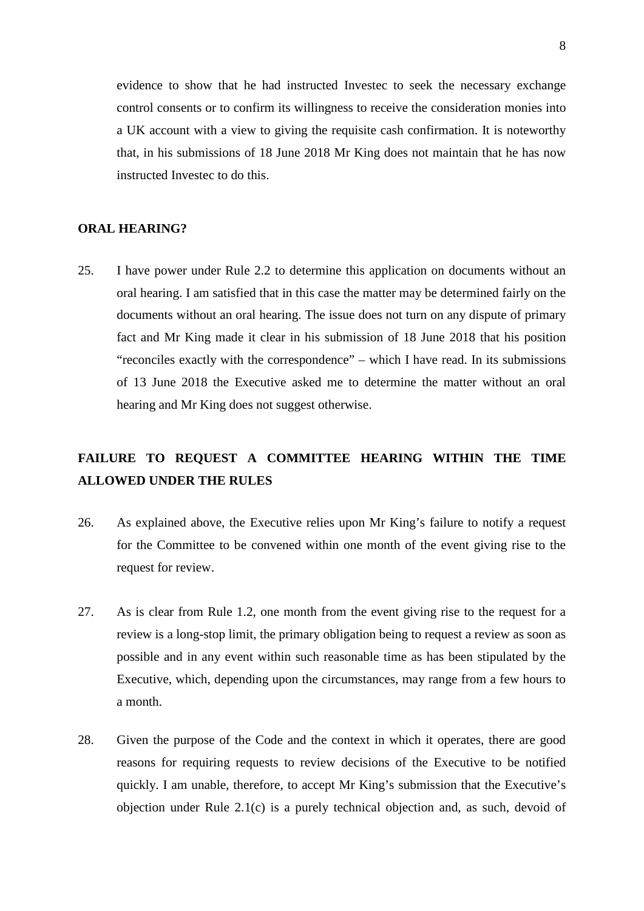evidence to show that he had instructed Investec to seek the necessary exchange control consents or to confirm its willingness to receive the consideration monies into a UK account with a view to giving the requisite cash confirmation. It is noteworthy that, in his submissions of 18 June 2018 Mr King does not maintain that he has now instructed Investec to do this.

**ORAL HEARING?**

25. I have power under Rule 2.2 to determine this application on documents without an oral hearing. I am satisfied that in this case the matter may be determined fairly on the documents without an oral hearing. The issue does not turn on any dispute of primary fact and Mr King made it clear in his submission of 18 June 2018 that his position "reconciles exactly with the correspondence" – which I have read. In its submissions of 13 June 2018 the Executive asked me to determine the matter without an oral hearing and Mr King does not suggest otherwise.

**FAILURE TO REQUEST A COMMITTEE HEARING WITHIN THE TIME ALLOWED UNDER THE RULES**

26. As explained above, the Executive relies upon Mr King's failure to notify a request for the Committee to be convened within one month of the event giving rise to the request for review.

27. As is clear from Rule 1.2, one month from the event giving rise to the request for a review is a long-stop limit, the primary obligation being to request a review as soon as possible and in any event within such reasonable time as has been stipulated by the Executive, which, depending upon the circumstances, may range from a few hours to a month.

28. Given the purpose of the Code and the context in which it operates, there are good reasons for requiring requests to review decisions of the Executive to be notified quickly. I am unable, therefore, to accept Mr King's submission that the Executive's objection under Rule 2.1(c) is a purely technical objection and, as such, devoid of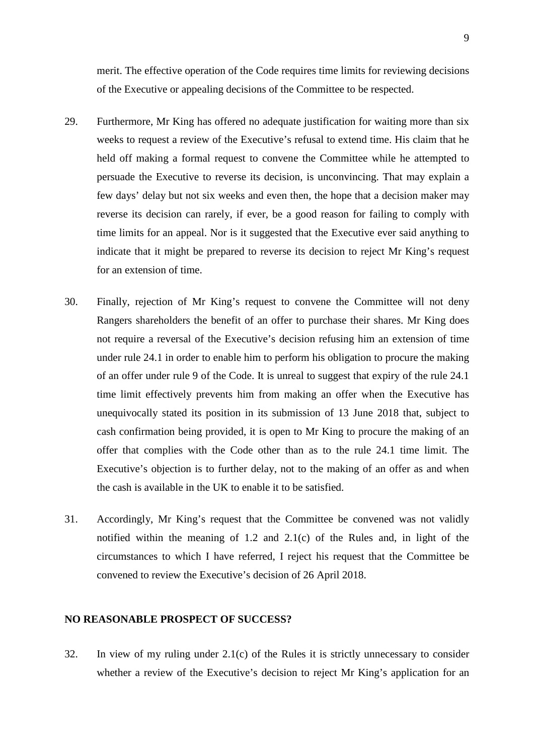merit. The effective operation of the Code requires time limits for reviewing decisions of the Executive or appealing decisions of the Committee to be respected.

29. Furthermore, Mr King has offered no adequate justification for waiting more than six weeks to request a review of the Executive's refusal to extend time. His claim that he held off making a formal request to convene the Committee while he attempted to persuade the Executive to reverse its decision, is unconvincing. That may explain a few days' delay but not six weeks and even then, the hope that a decision maker may reverse its decision can rarely, if ever, be a good reason for failing to comply with time limits for an appeal. Nor is it suggested that the Executive ever said anything to indicate that it might be prepared to reverse its decision to reject Mr King's request for an extension of time.

30. Finally, rejection of Mr King's request to convene the Committee will not deny Rangers shareholders the benefit of an offer to purchase their shares. Mr King does not require a reversal of the Executive's decision refusing him an extension of time under rule 24.1 in order to enable him to perform his obligation to procure the making of an offer under rule 9 of the Code. It is unreal to suggest that expiry of the rule 24.1 time limit effectively prevents him from making an offer when the Executive has unequivocally stated its position in its submission of 13 June 2018 that, subject to cash confirmation being provided, it is open to Mr King to procure the making of an offer that complies with the Code other than as to the rule 24.1 time limit. The Executive's objection is to further delay, not to the making of an offer as and when the cash is available in the UK to enable it to be satisfied.

31. Accordingly, Mr King's request that the Committee be convened was not validly notified within the meaning of 1.2 and 2.1(c) of the Rules and, in light of the circumstances to which I have referred, I reject his request that the Committee be convened to review the Executive's decision of 26 April 2018.

## NO REASONABLE PROSPECT OF SUCCESS?

32. In view of my ruling under 2.1(c) of the Rules it is strictly unnecessary to consider whether a review of the Executive's decision to reject Mr King's application for an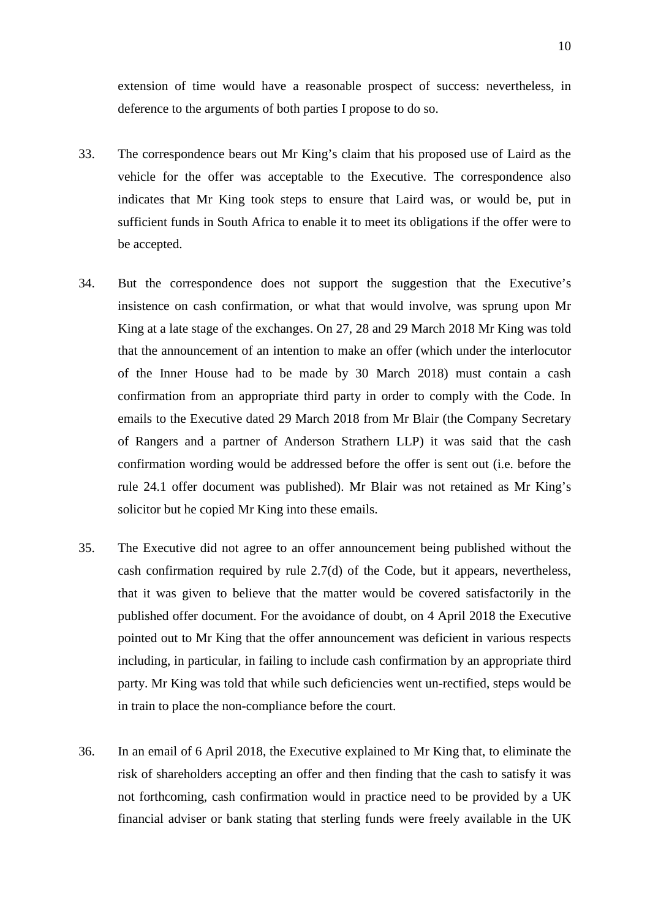extension of time would have a reasonable prospect of success: nevertheless, in deference to the arguments of both parties I propose to do so.

33. The correspondence bears out Mr King's claim that his proposed use of Laird as the vehicle for the offer was acceptable to the Executive. The correspondence also indicates that Mr King took steps to ensure that Laird was, or would be, put in sufficient funds in South Africa to enable it to meet its obligations if the offer were to be accepted.

34. But the correspondence does not support the suggestion that the Executive's insistence on cash confirmation, or what that would involve, was sprung upon Mr King at a late stage of the exchanges. On 27, 28 and 29 March 2018 Mr King was told that the announcement of an intention to make an offer (which under the interlocutor of the Inner House had to be made by 30 March 2018) must contain a cash confirmation from an appropriate third party in order to comply with the Code. In emails to the Executive dated 29 March 2018 from Mr Blair (the Company Secretary of Rangers and a partner of Anderson Strathern LLP) it was said that the cash confirmation wording would be addressed before the offer is sent out (i.e. before the rule 24.1 offer document was published). Mr Blair was not retained as Mr King's solicitor but he copied Mr King into these emails.

35. The Executive did not agree to an offer announcement being published without the cash confirmation required by rule 2.7(d) of the Code, but it appears, nevertheless, that it was given to believe that the matter would be covered satisfactorily in the published offer document. For the avoidance of doubt, on 4 April 2018 the Executive pointed out to Mr King that the offer announcement was deficient in various respects including, in particular, in failing to include cash confirmation by an appropriate third party. Mr King was told that while such deficiencies went un-rectified, steps would be in train to place the non-compliance before the court.

36. In an email of 6 April 2018, the Executive explained to Mr King that, to eliminate the risk of shareholders accepting an offer and then finding that the cash to satisfy it was not forthcoming, cash confirmation would in practice need to be provided by a UK financial adviser or bank stating that sterling funds were freely available in the UK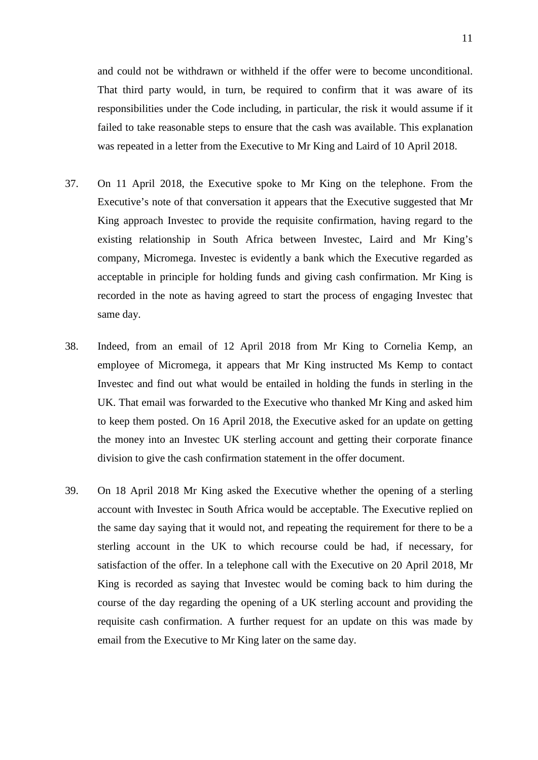and could not be withdrawn or withheld if the offer were to become unconditional. That third party would, in turn, be required to confirm that it was aware of its responsibilities under the Code including, in particular, the risk it would assume if it failed to take reasonable steps to ensure that the cash was available. This explanation was repeated in a letter from the Executive to Mr King and Laird of 10 April 2018.

37. On 11 April 2018, the Executive spoke to Mr King on the telephone. From the Executive's note of that conversation it appears that the Executive suggested that Mr King approach Investec to provide the requisite confirmation, having regard to the existing relationship in South Africa between Investec, Laird and Mr King's company, Micromega. Investec is evidently a bank which the Executive regarded as acceptable in principle for holding funds and giving cash confirmation. Mr King is recorded in the note as having agreed to start the process of engaging Investec that same day.

38. Indeed, from an email of 12 April 2018 from Mr King to Cornelia Kemp, an employee of Micromega, it appears that Mr King instructed Ms Kemp to contact Investec and find out what would be entailed in holding the funds in sterling in the UK. That email was forwarded to the Executive who thanked Mr King and asked him to keep them posted. On 16 April 2018, the Executive asked for an update on getting the money into an Investec UK sterling account and getting their corporate finance division to give the cash confirmation statement in the offer document.

39. On 18 April 2018 Mr King asked the Executive whether the opening of a sterling account with Investec in South Africa would be acceptable. The Executive replied on the same day saying that it would not, and repeating the requirement for there to be a sterling account in the UK to which recourse could be had, if necessary, for satisfaction of the offer. In a telephone call with the Executive on 20 April 2018, Mr King is recorded as saying that Investec would be coming back to him during the course of the day regarding the opening of a UK sterling account and providing the requisite cash confirmation. A further request for an update on this was made by email from the Executive to Mr King later on the same day.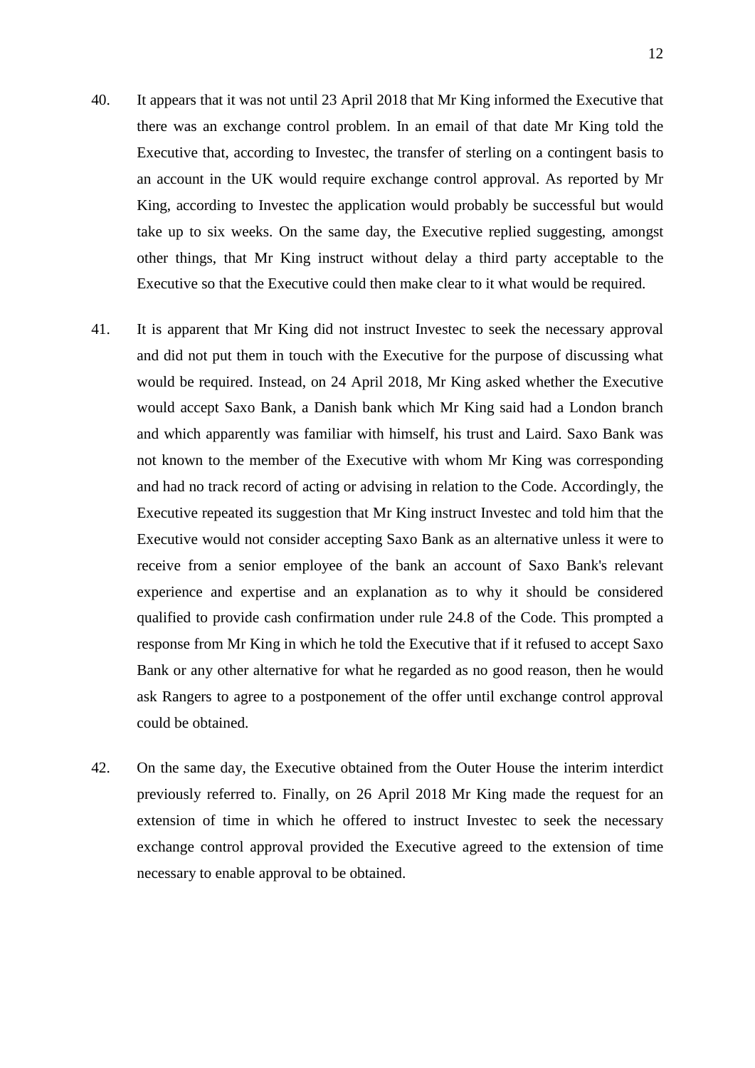40. It appears that it was not until 23 April 2018 that Mr King informed the Executive that there was an exchange control problem. In an email of that date Mr King told the Executive that, according to Investec, the transfer of sterling on a contingent basis to an account in the UK would require exchange control approval. As reported by Mr King, according to Investec the application would probably be successful but would take up to six weeks. On the same day, the Executive replied suggesting, amongst other things, that Mr King instruct without delay a third party acceptable to the Executive so that the Executive could then make clear to it what would be required.

41. It is apparent that Mr King did not instruct Investec to seek the necessary approval and did not put them in touch with the Executive for the purpose of discussing what would be required. Instead, on 24 April 2018, Mr King asked whether the Executive would accept Saxo Bank, a Danish bank which Mr King said had a London branch and which apparently was familiar with himself, his trust and Laird. Saxo Bank was not known to the member of the Executive with whom Mr King was corresponding and had no track record of acting or advising in relation to the Code. Accordingly, the Executive repeated its suggestion that Mr King instruct Investec and told him that the Executive would not consider accepting Saxo Bank as an alternative unless it were to receive from a senior employee of the bank an account of Saxo Bank's relevant experience and expertise and an explanation as to why it should be considered qualified to provide cash confirmation under rule 24.8 of the Code. This prompted a response from Mr King in which he told the Executive that if it refused to accept Saxo Bank or any other alternative for what he regarded as no good reason, then he would ask Rangers to agree to a postponement of the offer until exchange control approval could be obtained.

42. On the same day, the Executive obtained from the Outer House the interim interdict previously referred to. Finally, on 26 April 2018 Mr King made the request for an extension of time in which he offered to instruct Investec to seek the necessary exchange control approval provided the Executive agreed to the extension of time necessary to enable approval to be obtained.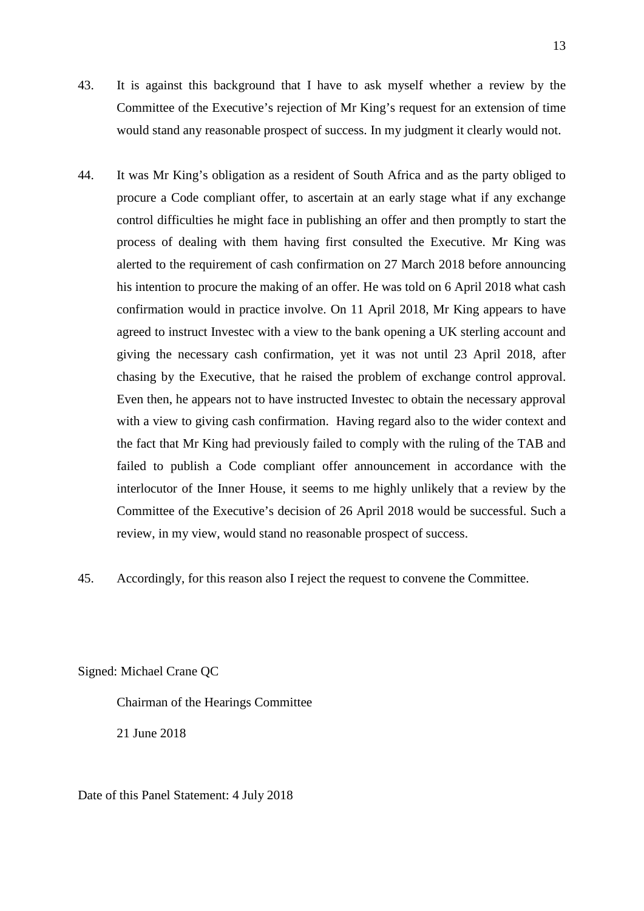43. It is against this background that I have to ask myself whether a review by the Committee of the Executive's rejection of Mr King's request for an extension of time would stand any reasonable prospect of success. In my judgment it clearly would not.

44. It was Mr King's obligation as a resident of South Africa and as the party obliged to procure a Code compliant offer, to ascertain at an early stage what if any exchange control difficulties he might face in publishing an offer and then promptly to start the process of dealing with them having first consulted the Executive. Mr King was alerted to the requirement of cash confirmation on 27 March 2018 before announcing his intention to procure the making of an offer. He was told on 6 April 2018 what cash confirmation would in practice involve. On 11 April 2018, Mr King appears to have agreed to instruct Investec with a view to the bank opening a UK sterling account and giving the necessary cash confirmation, yet it was not until 23 April 2018, after chasing by the Executive, that he raised the problem of exchange control approval. Even then, he appears not to have instructed Investec to obtain the necessary approval with a view to giving cash confirmation. Having regard also to the wider context and the fact that Mr King had previously failed to comply with the ruling of the TAB and failed to publish a Code compliant offer announcement in accordance with the interlocutor of the Inner House, it seems to me highly unlikely that a review by the Committee of the Executive's decision of 26 April 2018 would be successful. Such a review, in my view, would stand no reasonable prospect of success.

45. Accordingly, for this reason also I reject the request to convene the Committee.

Signed: Michael Crane QC

Chairman of the Hearings Committee

21 June 2018

Date of this Panel Statement: 4 July 2018